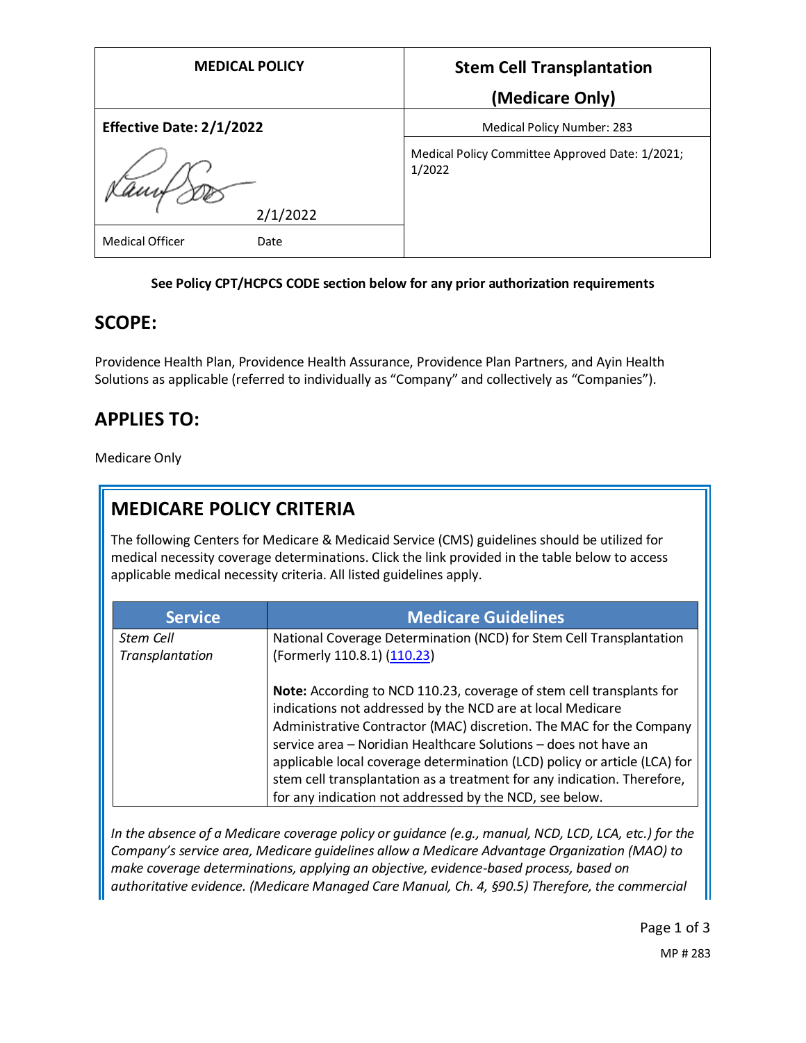| MEDICAL POLICY | Stem Cell Transplantation (Medicare Only) |
|---|---|
| **Effective Date: 2/1/2022** | Medical Policy Number: 283 |
| 2/1/2022 | Medical Policy Committee Approved Date: 1/2021; 1/2022 |
| Medical Officer Date | |

**See Policy CPT/HCPCS CODE section below for any prior authorization requirements**

## SCOPE:

Providence Health Plan, Providence Health Assurance, Providence Plan Partners, and Ayin Health Solutions as applicable (referred to individually as "Company" and collectively as "Companies").

## APPLIES TO:

Medicare Only

## MEDICARE POLICY CRITERIA

The following Centers for Medicare & Medicaid Service (CMS) guidelines should be utilized for medical necessity coverage determinations. Click the link provided in the table below to access applicable medical necessity criteria. All listed guidelines apply.

| Service | Medicare Guidelines |
|---|---|
| *Stem Cell Transplantation* | National Coverage Determination (NCD) for Stem Cell Transplantation (Formerly 110.8.1) (110.23)<br><br>**Note:** According to NCD 110.23, coverage of stem cell transplants for indications not addressed by the NCD are at local Medicare Administrative Contractor (MAC) discretion. The MAC for the Company service area – Noridian Healthcare Solutions – does not have an applicable local coverage determination (LCD) policy or article (LCA) for stem cell transplantation as a treatment for any indication. Therefore, for any indication not addressed by the NCD, see below. |

*In the absence of a Medicare coverage policy or guidance (e.g., manual, NCD, LCD, LCA, etc.) for the Company's service area, Medicare guidelines allow a Medicare Advantage Organization (MAO) to make coverage determinations, applying an objective, evidence-based process, based on authoritative evidence. (Medicare Managed Care Manual, Ch. 4, §90.5) Therefore, the commercial*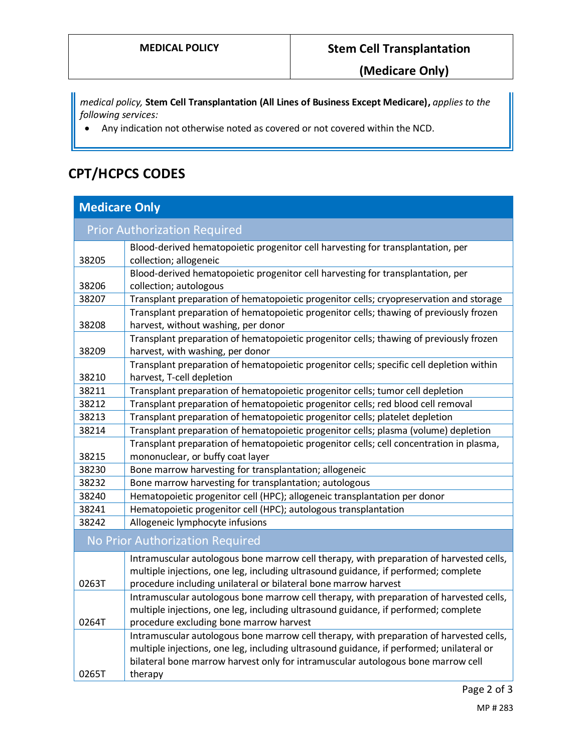*medical policy,* **Stem Cell Transplantation (All Lines of Business Except Medicare),** *applies to the following services:*

- Any indication not otherwise noted as covered or not covered within the NCD.

## CPT/HCPCS CODES

| Medicare Only | |
|---|---|
| **Prior Authorization Required** | |
| 38205 | Blood-derived hematopoietic progenitor cell harvesting for transplantation, per collection; allogeneic |
| 38206 | Blood-derived hematopoietic progenitor cell harvesting for transplantation, per collection; autologous |
| 38207 | Transplant preparation of hematopoietic progenitor cells; cryopreservation and storage |
| 38208 | Transplant preparation of hematopoietic progenitor cells; thawing of previously frozen harvest, without washing, per donor |
| 38209 | Transplant preparation of hematopoietic progenitor cells; thawing of previously frozen harvest, with washing, per donor |
| 38210 | Transplant preparation of hematopoietic progenitor cells; specific cell depletion within harvest, T-cell depletion |
| 38211 | Transplant preparation of hematopoietic progenitor cells; tumor cell depletion |
| 38212 | Transplant preparation of hematopoietic progenitor cells; red blood cell removal |
| 38213 | Transplant preparation of hematopoietic progenitor cells; platelet depletion |
| 38214 | Transplant preparation of hematopoietic progenitor cells; plasma (volume) depletion |
| 38215 | Transplant preparation of hematopoietic progenitor cells; cell concentration in plasma, mononuclear, or buffy coat layer |
| 38230 | Bone marrow harvesting for transplantation; allogeneic |
| 38232 | Bone marrow harvesting for transplantation; autologous |
| 38240 | Hematopoietic progenitor cell (HPC); allogeneic transplantation per donor |
| 38241 | Hematopoietic progenitor cell (HPC); autologous transplantation |
| 38242 | Allogeneic lymphocyte infusions |
| **No Prior Authorization Required** | |
| 0263T | Intramuscular autologous bone marrow cell therapy, with preparation of harvested cells, multiple injections, one leg, including ultrasound guidance, if performed; complete procedure including unilateral or bilateral bone marrow harvest |
| 0264T | Intramuscular autologous bone marrow cell therapy, with preparation of harvested cells, multiple injections, one leg, including ultrasound guidance, if performed; complete procedure excluding bone marrow harvest |
| 0265T | Intramuscular autologous bone marrow cell therapy, with preparation of harvested cells, multiple injections, one leg, including ultrasound guidance, if performed; unilateral or bilateral bone marrow harvest only for intramuscular autologous bone marrow cell therapy |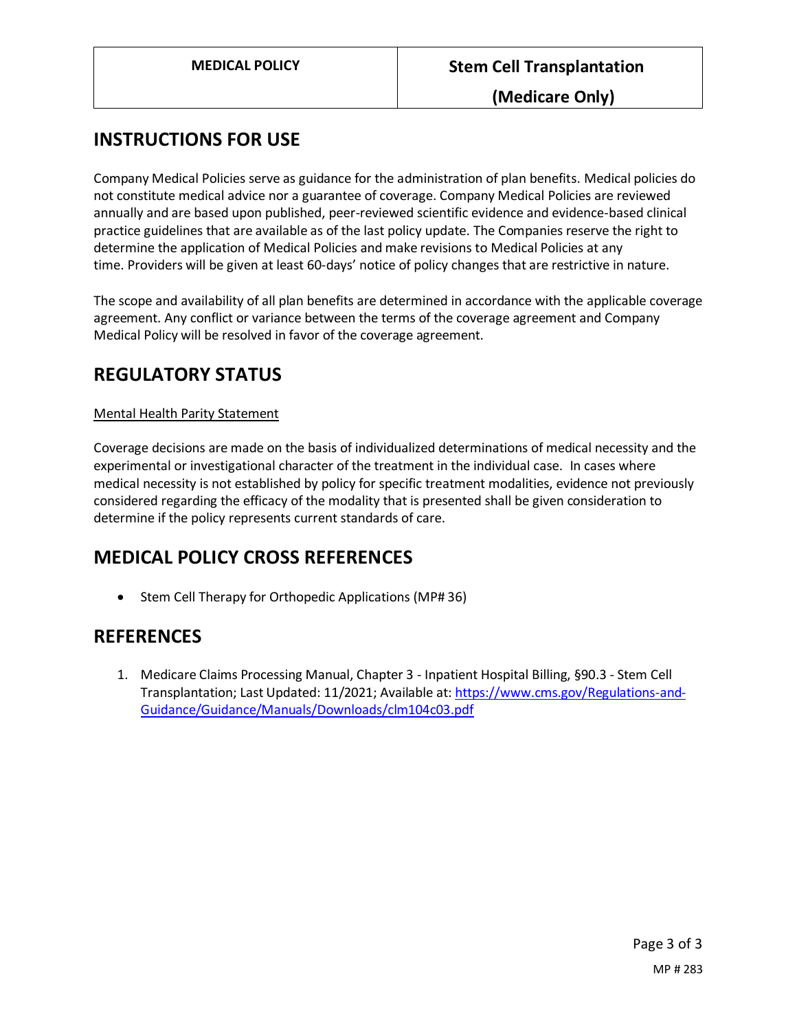## INSTRUCTIONS FOR USE

Company Medical Policies serve as guidance for the administration of plan benefits. Medical policies do not constitute medical advice nor a guarantee of coverage. Company Medical Policies are reviewed annually and are based upon published, peer-reviewed scientific evidence and evidence-based clinical practice guidelines that are available as of the last policy update. The Companies reserve the right to determine the application of Medical Policies and make revisions to Medical Policies at any time. Providers will be given at least 60-days' notice of policy changes that are restrictive in nature.

The scope and availability of all plan benefits are determined in accordance with the applicable coverage agreement. Any conflict or variance between the terms of the coverage agreement and Company Medical Policy will be resolved in favor of the coverage agreement.

## REGULATORY STATUS

Mental Health Parity Statement

Coverage decisions are made on the basis of individualized determinations of medical necessity and the experimental or investigational character of the treatment in the individual case. In cases where medical necessity is not established by policy for specific treatment modalities, evidence not previously considered regarding the efficacy of the modality that is presented shall be given consideration to determine if the policy represents current standards of care.

## MEDICAL POLICY CROSS REFERENCES

- Stem Cell Therapy for Orthopedic Applications (MP# 36)

## REFERENCES

1. Medicare Claims Processing Manual, Chapter 3 - Inpatient Hospital Billing, §90.3 - Stem Cell Transplantation; Last Updated: 11/2021; Available at: https://www.cms.gov/Regulations-and-Guidance/Guidance/Manuals/Downloads/clm104c03.pdf